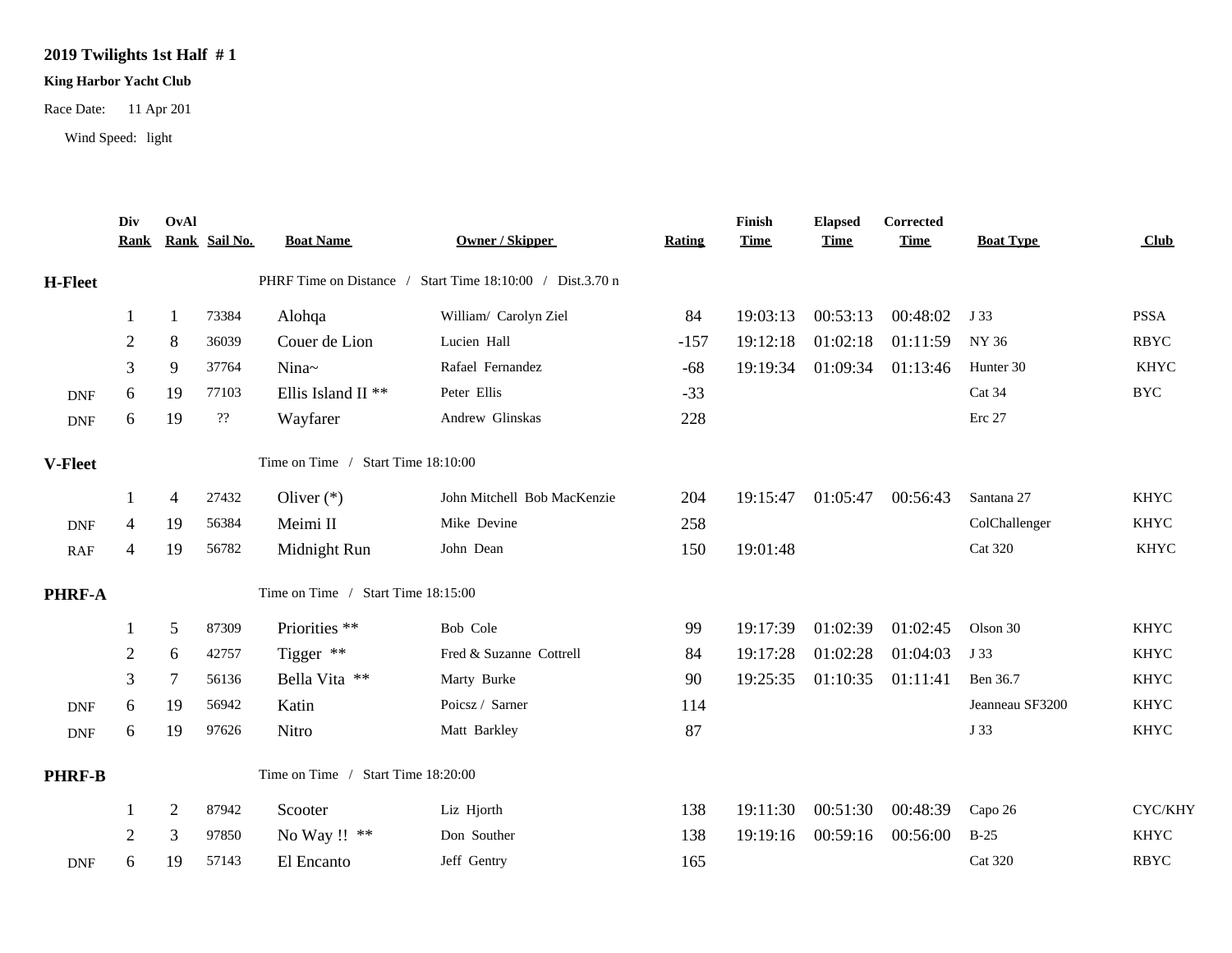**2019 Twilights 1st Half # 1**

**King Harbor Yacht Club**

Race Date: 11 Apr 201

Wind Speed: light

| | Div Rank | OvAl Rank | Sail No. | Boat Name | Owner / Skipper | Rating | Finish Time | Elapsed Time | Corrected Time | Boat Type | Club |
|---|---|---|---|---|---|---|---|---|---|---|---|
| **H-Fleet** | | | | PHRF Time on Distance / Start Time 18:10:00 / Dist.3.70 n | | | | | | | |
| | 1 | 1 | 73384 | Alohqa | William/ Carolyn Ziel | 84 | 19:03:13 | 00:53:13 | 00:48:02 | J 33 | PSSA |
| | 2 | 8 | 36039 | Couer de Lion | Lucien Hall | -157 | 19:12:18 | 01:02:18 | 01:11:59 | NY 36 | RBYC |
| | 3 | 9 | 37764 | Nina~ | Rafael Fernandez | -68 | 19:19:34 | 01:09:34 | 01:13:46 | Hunter 30 | KHYC |
| DNF | 6 | 19 | 77103 | Ellis Island II ** | Peter Ellis | -33 | | | | Cat 34 | BYC |
| DNF | 6 | 19 | ?? | Wayfarer | Andrew Glinskas | 228 | | | | Erc 27 | |
| **V-Fleet** | | | | Time on Time / Start Time 18:10:00 | | | | | | | |
| | 1 | 4 | 27432 | Oliver (*) | John Mitchell Bob MacKenzie | 204 | 19:15:47 | 01:05:47 | 00:56:43 | Santana 27 | KHYC |
| DNF | 4 | 19 | 56384 | Meimi II | Mike Devine | 258 | | | | ColChallenger | KHYC |
| RAF | 4 | 19 | 56782 | Midnight Run | John Dean | 150 | 19:01:48 | | | Cat 320 | KHYC |
| **PHRF-A** | | | | Time on Time / Start Time 18:15:00 | | | | | | | |
| | 1 | 5 | 87309 | Priorities ** | Bob Cole | 99 | 19:17:39 | 01:02:39 | 01:02:45 | Olson 30 | KHYC |
| | 2 | 6 | 42757 | Tigger ** | Fred & Suzanne Cottrell | 84 | 19:17:28 | 01:02:28 | 01:04:03 | J 33 | KHYC |
| | 3 | 7 | 56136 | Bella Vita ** | Marty Burke | 90 | 19:25:35 | 01:10:35 | 01:11:41 | Ben 36.7 | KHYC |
| DNF | 6 | 19 | 56942 | Katin | Poicsz / Sarner | 114 | | | | Jeanneau SF3200 | KHYC |
| DNF | 6 | 19 | 97626 | Nitro | Matt Barkley | 87 | | | | J 33 | KHYC |
| **PHRF-B** | | | | Time on Time / Start Time 18:20:00 | | | | | | | |
| | 1 | 2 | 87942 | Scooter | Liz Hjorth | 138 | 19:11:30 | 00:51:30 | 00:48:39 | Capo 26 | CYC/KHY |
| | 2 | 3 | 97850 | No Way !! ** | Don Souther | 138 | 19:19:16 | 00:59:16 | 00:56:00 | B-25 | KHYC |
| DNF | 6 | 19 | 57143 | El Encanto | Jeff Gentry | 165 | | | | Cat 320 | RBYC |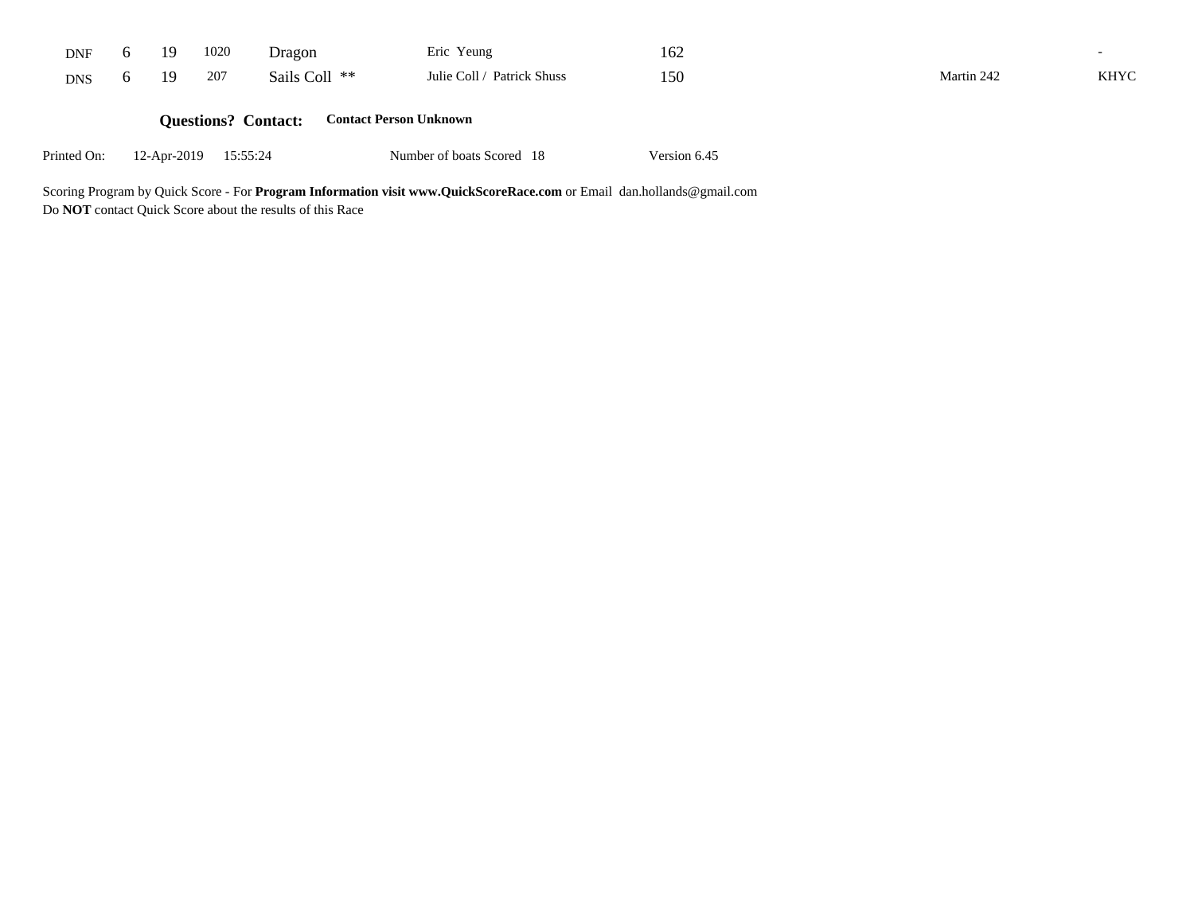| | | | | | | | | |
|---|---|---|---|---|---|---|---|---|
| DNF | 6 | 19 | 1020 | Dragon | Eric Yeung | 162 | | - |
| DNS | 6 | 19 | 207 | Sails Coll ** | Julie Coll / Patrick Shuss | 150 | Martin 242 | KHYC |

**Questions? Contact:** **Contact Person Unknown**

Printed On: 12-Apr-2019 15:55:24 Number of boats Scored 18 Version 6.45

Scoring Program by Quick Score - For **Program Information visit www.QuickScoreRace.com** or Email dan.hollands@gmail.com
Do **NOT** contact Quick Score about the results of this Race